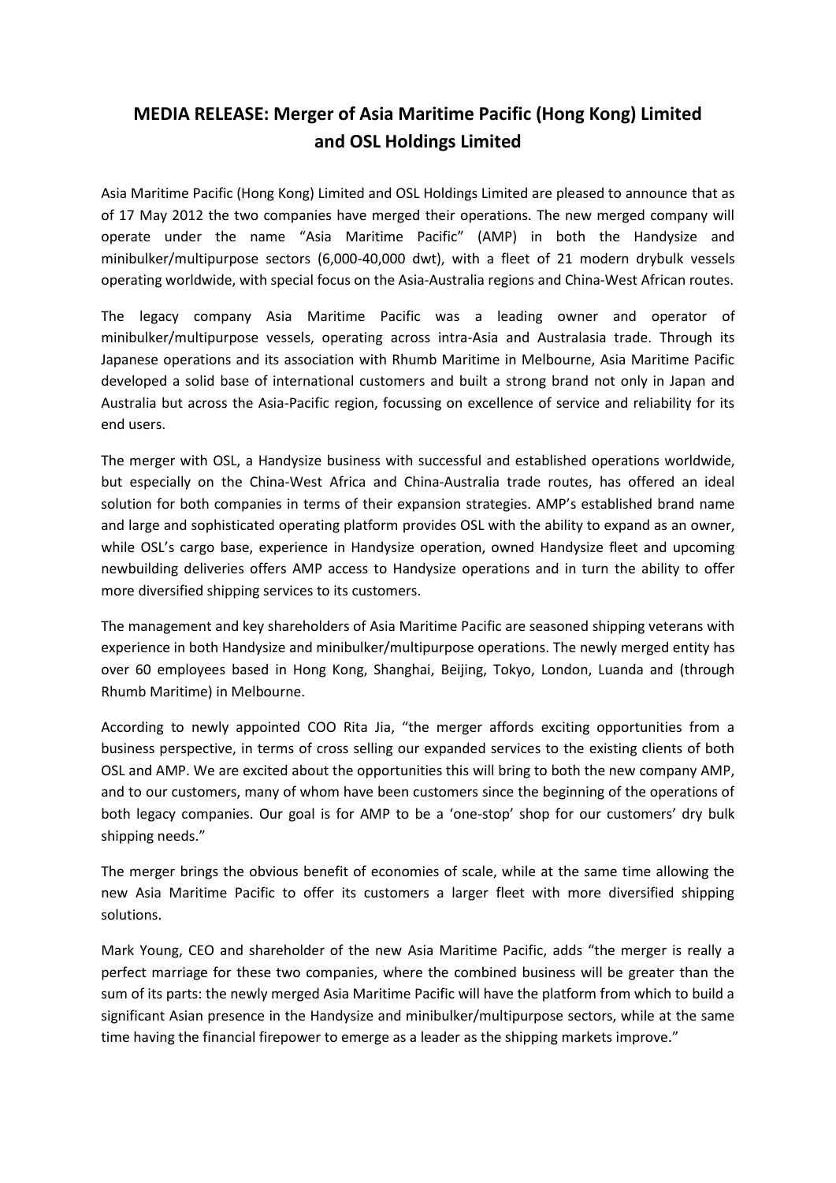# MEDIA RELEASE: Merger of Asia Maritime Pacific (Hong Kong) Limited and OSL Holdings Limited

Asia Maritime Pacific (Hong Kong) Limited and OSL Holdings Limited are pleased to announce that as of 17 May 2012 the two companies have merged their operations. The new merged company will operate under the name "Asia Maritime Pacific" (AMP) in both the Handysize and minibulker/multipurpose sectors (6,000-40,000 dwt), with a fleet of 21 modern drybulk vessels operating worldwide, with special focus on the Asia-Australia regions and China-West African routes.

The legacy company Asia Maritime Pacific was a leading owner and operator of minibulker/multipurpose vessels, operating across intra-Asia and Australasia trade. Through its Japanese operations and its association with Rhumb Maritime in Melbourne, Asia Maritime Pacific developed a solid base of international customers and built a strong brand not only in Japan and Australia but across the Asia-Pacific region, focussing on excellence of service and reliability for its end users.

The merger with OSL, a Handysize business with successful and established operations worldwide, but especially on the China-West Africa and China-Australia trade routes, has offered an ideal solution for both companies in terms of their expansion strategies. AMP's established brand name and large and sophisticated operating platform provides OSL with the ability to expand as an owner, while OSL's cargo base, experience in Handysize operation, owned Handysize fleet and upcoming newbuilding deliveries offers AMP access to Handysize operations and in turn the ability to offer more diversified shipping services to its customers.

The management and key shareholders of Asia Maritime Pacific are seasoned shipping veterans with experience in both Handysize and minibulker/multipurpose operations. The newly merged entity has over 60 employees based in Hong Kong, Shanghai, Beijing, Tokyo, London, Luanda and (through Rhumb Maritime) in Melbourne.

According to newly appointed COO Rita Jia, "the merger affords exciting opportunities from a business perspective, in terms of cross selling our expanded services to the existing clients of both OSL and AMP. We are excited about the opportunities this will bring to both the new company AMP, and to our customers, many of whom have been customers since the beginning of the operations of both legacy companies. Our goal is for AMP to be a 'one-stop' shop for our customers' dry bulk shipping needs."

The merger brings the obvious benefit of economies of scale, while at the same time allowing the new Asia Maritime Pacific to offer its customers a larger fleet with more diversified shipping solutions.

Mark Young, CEO and shareholder of the new Asia Maritime Pacific, adds "the merger is really a perfect marriage for these two companies, where the combined business will be greater than the sum of its parts: the newly merged Asia Maritime Pacific will have the platform from which to build a significant Asian presence in the Handysize and minibulker/multipurpose sectors, while at the same time having the financial firepower to emerge as a leader as the shipping markets improve."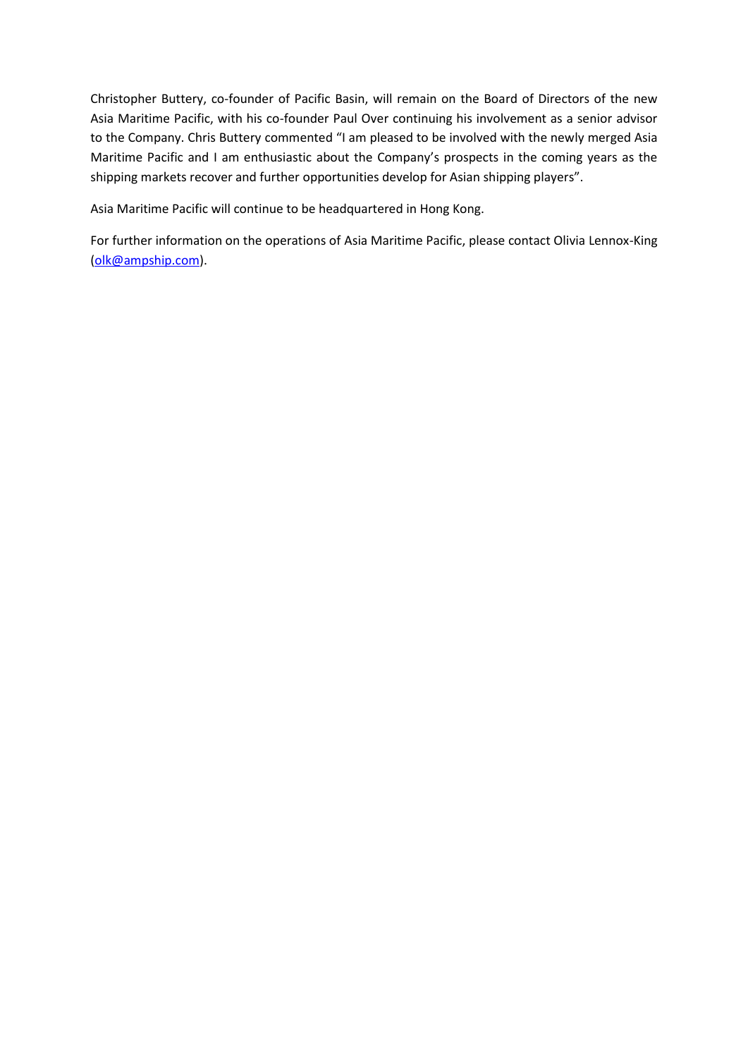Christopher Buttery, co-founder of Pacific Basin, will remain on the Board of Directors of the new Asia Maritime Pacific, with his co-founder Paul Over continuing his involvement as a senior advisor to the Company. Chris Buttery commented "I am pleased to be involved with the newly merged Asia Maritime Pacific and I am enthusiastic about the Company's prospects in the coming years as the shipping markets recover and further opportunities develop for Asian shipping players".

Asia Maritime Pacific will continue to be headquartered in Hong Kong.

For further information on the operations of Asia Maritime Pacific, please contact Olivia Lennox-King (olk@ampship.com).